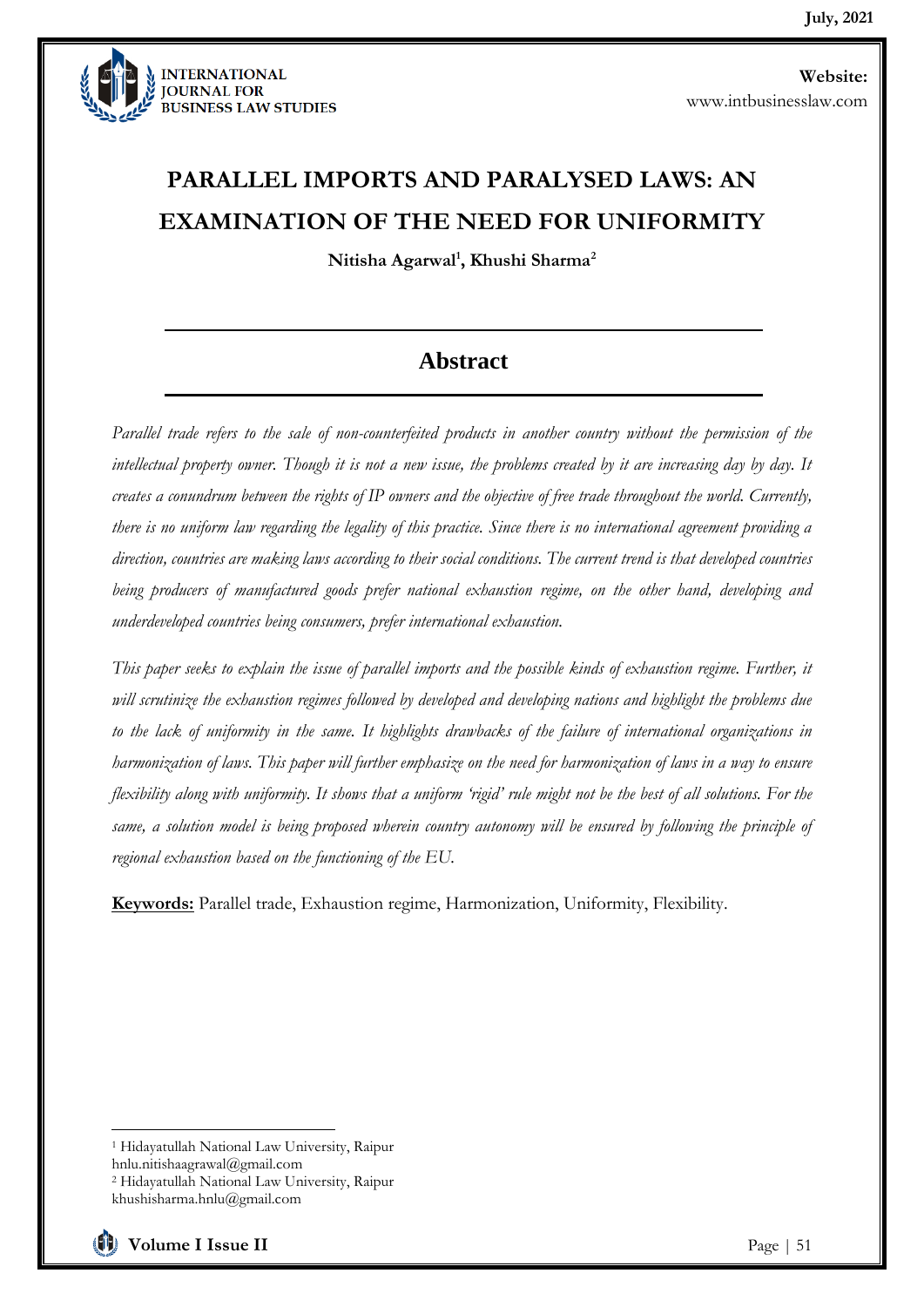# PARALLEL IMPORTS AND PARALYSED LAWS: AN EXAMINATION OF THE NEED FOR UNIFORMITY

**Nitisha Agarwal[1], Khushi Sharma[2]**

## Abstract

*Parallel trade refers to the sale of non-counterfeited products in another country without the permission of the intellectual property owner. Though it is not a new issue, the problems created by it are increasing day by day. It creates a conundrum between the rights of IP owners and the objective of free trade throughout the world. Currently, there is no uniform law regarding the legality of this practice. Since there is no international agreement providing a direction, countries are making laws according to their social conditions. The current trend is that developed countries being producers of manufactured goods prefer national exhaustion regime, on the other hand, developing and underdeveloped countries being consumers, prefer international exhaustion.*

*This paper seeks to explain the issue of parallel imports and the possible kinds of exhaustion regime. Further, it will scrutinize the exhaustion regimes followed by developed and developing nations and highlight the problems due to the lack of uniformity in the same. It highlights drawbacks of the failure of international organizations in harmonization of laws. This paper will further emphasize on the need for harmonization of laws in a way to ensure flexibility along with uniformity. It shows that a uniform 'rigid' rule might not be the best of all solutions. For the same, a solution model is being proposed wherein country autonomy will be ensured by following the principle of regional exhaustion based on the functioning of the EU.*

**Keywords:** Parallel trade, Exhaustion regime, Harmonization, Uniformity, Flexibility.

---

[1] Hidayatullah National Law University, Raipur
hnlu.nitishaagrawal@gmail.com

[2] Hidayatullah National Law University, Raipur
khushisharma.hnlu@gmail.com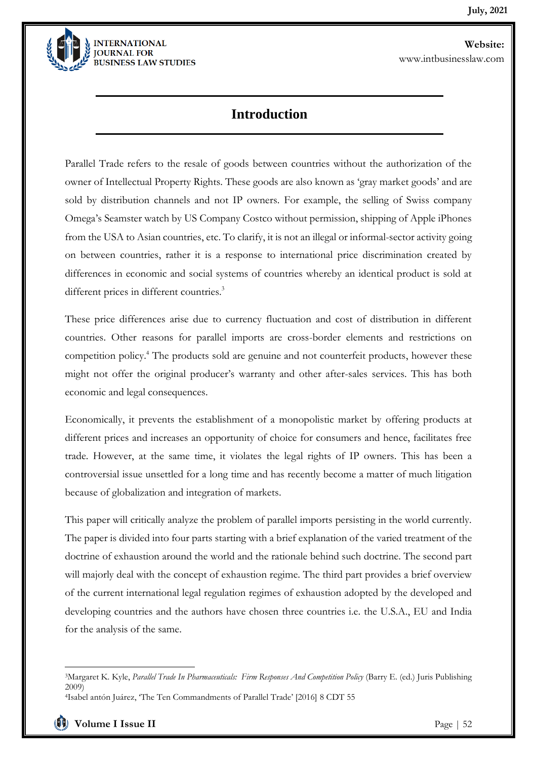## Introduction

Parallel Trade refers to the resale of goods between countries without the authorization of the owner of Intellectual Property Rights. These goods are also known as 'gray market goods' and are sold by distribution channels and not IP owners. For example, the selling of Swiss company Omega's Seamster watch by US Company Costco without permission, shipping of Apple iPhones from the USA to Asian countries, etc. To clarify, it is not an illegal or informal-sector activity going on between countries, rather it is a response to international price discrimination created by differences in economic and social systems of countries whereby an identical product is sold at different prices in different countries.[3]

These price differences arise due to currency fluctuation and cost of distribution in different countries. Other reasons for parallel imports are cross-border elements and restrictions on competition policy.[4] The products sold are genuine and not counterfeit products, however these might not offer the original producer's warranty and other after-sales services. This has both economic and legal consequences.

Economically, it prevents the establishment of a monopolistic market by offering products at different prices and increases an opportunity of choice for consumers and hence, facilitates free trade. However, at the same time, it violates the legal rights of IP owners. This has been a controversial issue unsettled for a long time and has recently become a matter of much litigation because of globalization and integration of markets.

This paper will critically analyze the problem of parallel imports persisting in the world currently. The paper is divided into four parts starting with a brief explanation of the varied treatment of the doctrine of exhaustion around the world and the rationale behind such doctrine. The second part will majorly deal with the concept of exhaustion regime. The third part provides a brief overview of the current international legal regulation regimes of exhaustion adopted by the developed and developing countries and the authors have chosen three countries i.e. the U.S.A., EU and India for the analysis of the same.

---

[3] Margaret K. Kyle, *Parallel Trade In Pharmaceuticals: Firm Responses And Competition Policy* (Barry E. (ed.) Juris Publishing 2009)

[4] Isabel antón Juárez, 'The Ten Commandments of Parallel Trade' [2016] 8 CDT 55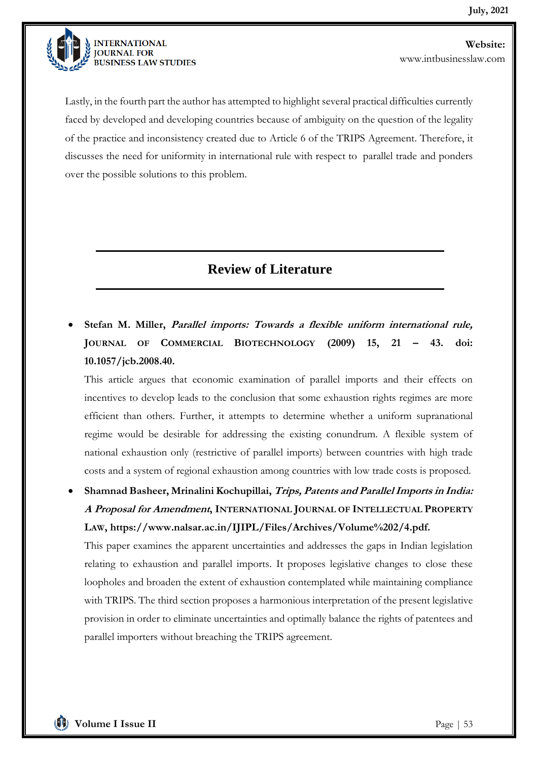Lastly, in the fourth part the author has attempted to highlight several practical difficulties currently faced by developed and developing countries because of ambiguity on the question of the legality of the practice and inconsistency created due to Article 6 of the TRIPS Agreement. Therefore, it discusses the need for uniformity in international rule with respect to parallel trade and ponders over the possible solutions to this problem.

## Review of Literature

- **Stefan M. Miller, *Parallel imports: Towards a flexible uniform international rule,* JOURNAL OF COMMERCIAL BIOTECHNOLOGY (2009) 15, 21 – 43. doi: 10.1057/jcb.2008.40.**

  This article argues that economic examination of parallel imports and their effects on incentives to develop leads to the conclusion that some exhaustion rights regimes are more efficient than others. Further, it attempts to determine whether a uniform supranational regime would be desirable for addressing the existing conundrum. A flexible system of national exhaustion only (restrictive of parallel imports) between countries with high trade costs and a system of regional exhaustion among countries with low trade costs is proposed.

- **Shamnad Basheer, Mrinalini Kochupillai, *Trips, Patents and Parallel Imports in India: A Proposal for Amendment*, INTERNATIONAL JOURNAL OF INTELLECTUAL PROPERTY LAW, https://www.nalsar.ac.in/IJIPL/Files/Archives/Volume%202/4.pdf.**

  This paper examines the apparent uncertainties and addresses the gaps in Indian legislation relating to exhaustion and parallel imports. It proposes legislative changes to close these loopholes and broaden the extent of exhaustion contemplated while maintaining compliance with TRIPS. The third section proposes a harmonious interpretation of the present legislative provision in order to eliminate uncertainties and optimally balance the rights of patentees and parallel importers without breaching the TRIPS agreement.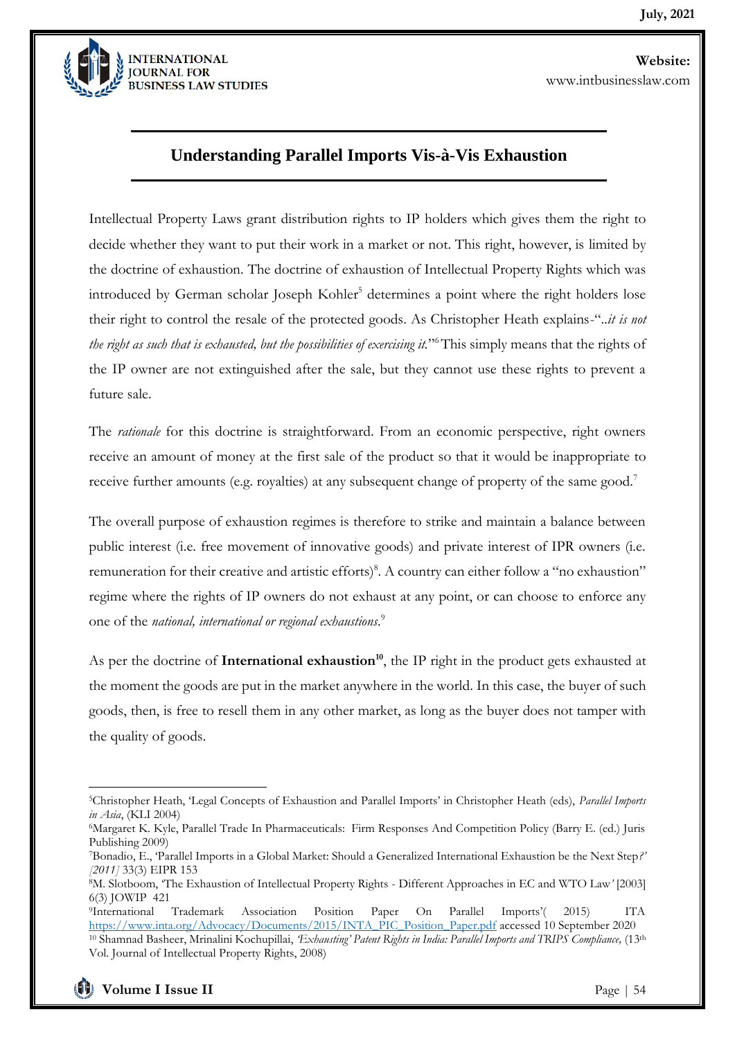## Understanding Parallel Imports Vis-à-Vis Exhaustion

Intellectual Property Laws grant distribution rights to IP holders which gives them the right to decide whether they want to put their work in a market or not. This right, however, is limited by the doctrine of exhaustion. The doctrine of exhaustion of Intellectual Property Rights which was introduced by German scholar Joseph Kohler[5] determines a point where the right holders lose their right to control the resale of the protected goods. As Christopher Heath explains-"*..it is not the right as such that is exhausted, but the possibilities of exercising it.*"[6] This simply means that the rights of the IP owner are not extinguished after the sale, but they cannot use these rights to prevent a future sale.

The *rationale* for this doctrine is straightforward. From an economic perspective, right owners receive an amount of money at the first sale of the product so that it would be inappropriate to receive further amounts (e.g. royalties) at any subsequent change of property of the same good.[7]

The overall purpose of exhaustion regimes is therefore to strike and maintain a balance between public interest (i.e. free movement of innovative goods) and private interest of IPR owners (i.e. remuneration for their creative and artistic efforts)[8]. A country can either follow a "no exhaustion" regime where the rights of IP owners do not exhaust at any point, or can choose to enforce any one of the *national, international or regional exhaustions*.[9]

As per the doctrine of **International exhaustion**[10], the IP right in the product gets exhausted at the moment the goods are put in the market anywhere in the world. In this case, the buyer of such goods, then, is free to resell them in any other market, as long as the buyer does not tamper with the quality of goods.

---

[5] Christopher Heath, 'Legal Concepts of Exhaustion and Parallel Imports' in Christopher Heath (eds), *Parallel Imports in Asia*, (KLI 2004)

[6] Margaret K. Kyle, Parallel Trade In Pharmaceuticals: Firm Responses And Competition Policy (Barry E. (ed.) Juris Publishing 2009)

[7] Bonadio, E., 'Parallel Imports in a Global Market: Should a Generalized International Exhaustion be the Next Step*?' [2011]* 33(3) EIPR 153

[8] M. Slotboom, 'The Exhaustion of Intellectual Property Rights - Different Approaches in EC and WTO Law*'* [2003] 6(3) JOWIP 421

[9] International Trademark Association Position Paper On Parallel Imports'( 2015) ITA https://www.inta.org/Advocacy/Documents/2015/INTA_PIC_Position_Paper.pdf accessed 10 September 2020

[10] Shamnad Basheer, Mrinalini Kochupillai, *'Exhausting' Patent Rights in India: Parallel Imports and TRIPS Compliance,* (13th Vol. Journal of Intellectual Property Rights, 2008)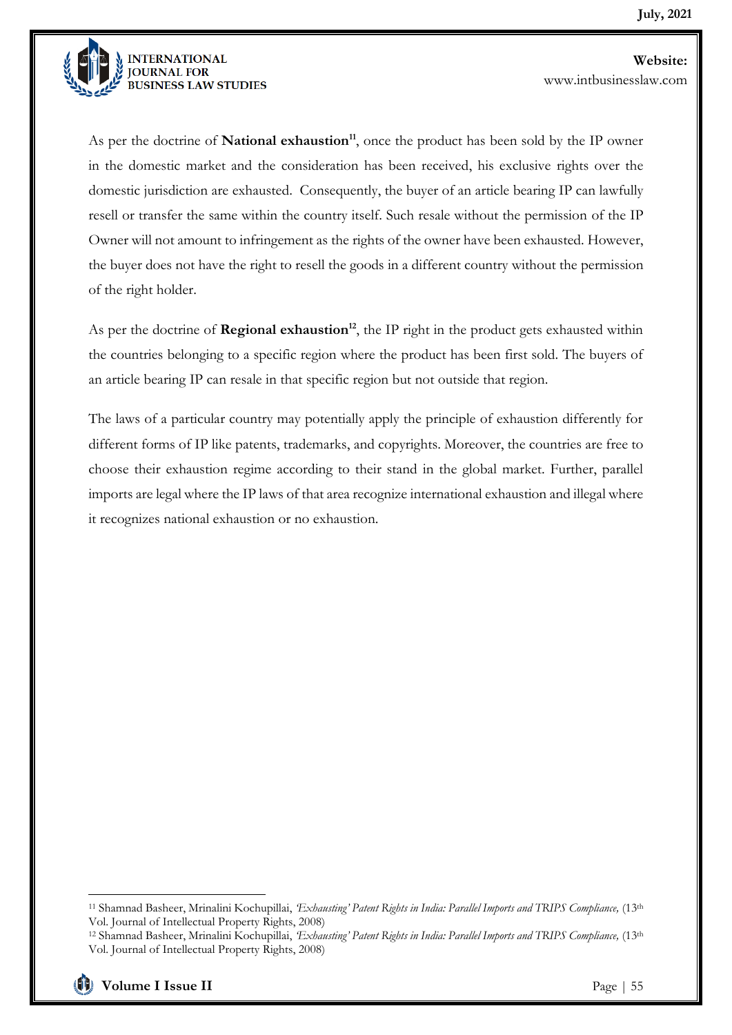As per the doctrine of **National exhaustion**[11], once the product has been sold by the IP owner in the domestic market and the consideration has been received, his exclusive rights over the domestic jurisdiction are exhausted. Consequently, the buyer of an article bearing IP can lawfully resell or transfer the same within the country itself. Such resale without the permission of the IP Owner will not amount to infringement as the rights of the owner have been exhausted. However, the buyer does not have the right to resell the goods in a different country without the permission of the right holder.

As per the doctrine of **Regional exhaustion**[12], the IP right in the product gets exhausted within the countries belonging to a specific region where the product has been first sold. The buyers of an article bearing IP can resale in that specific region but not outside that region.

The laws of a particular country may potentially apply the principle of exhaustion differently for different forms of IP like patents, trademarks, and copyrights. Moreover, the countries are free to choose their exhaustion regime according to their stand in the global market. Further, parallel imports are legal where the IP laws of that area recognize international exhaustion and illegal where it recognizes national exhaustion or no exhaustion.

---

[11] Shamnad Basheer, Mrinalini Kochupillai, *'Exhausting' Patent Rights in India: Parallel Imports and TRIPS Compliance,* (13th Vol. Journal of Intellectual Property Rights, 2008)

[12] Shamnad Basheer, Mrinalini Kochupillai, *'Exhausting' Patent Rights in India: Parallel Imports and TRIPS Compliance,* (13th Vol. Journal of Intellectual Property Rights, 2008)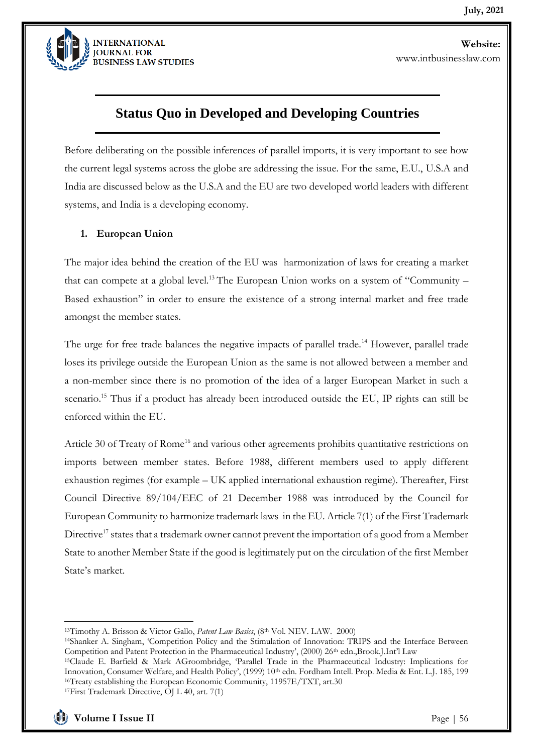## Status Quo in Developed and Developing Countries

Before deliberating on the possible inferences of parallel imports, it is very important to see how the current legal systems across the globe are addressing the issue. For the same, E.U., U.S.A and India are discussed below as the U.S.A and the EU are two developed world leaders with different systems, and India is a developing economy.

### 1. European Union

The major idea behind the creation of the EU was harmonization of laws for creating a market that can compete at a global level.[13] The European Union works on a system of "Community – Based exhaustion" in order to ensure the existence of a strong internal market and free trade amongst the member states.

The urge for free trade balances the negative impacts of parallel trade.[14] However, parallel trade loses its privilege outside the European Union as the same is not allowed between a member and a non-member since there is no promotion of the idea of a larger European Market in such a scenario.[15] Thus if a product has already been introduced outside the EU, IP rights can still be enforced within the EU.

Article 30 of Treaty of Rome[16] and various other agreements prohibits quantitative restrictions on imports between member states. Before 1988, different members used to apply different exhaustion regimes (for example – UK applied international exhaustion regime). Thereafter, First Council Directive 89/104/EEC of 21 December 1988 was introduced by the Council for European Community to harmonize trademark laws in the EU. Article 7(1) of the First Trademark Directive[17] states that a trademark owner cannot prevent the importation of a good from a Member State to another Member State if the good is legitimately put on the circulation of the first Member State's market.

---

[13] Timothy A. Brisson & Victor Gallo, *Patent Law Basics*, (8th Vol. NEV. LAW. 2000)

[14] Shanker A. Singham, 'Competition Policy and the Stimulation of Innovation: TRIPS and the Interface Between Competition and Patent Protection in the Pharmaceutical Industry', (2000) 26th edn.,Brook.J.Int'l Law

[15] Claude E. Barfield & Mark AGroombridge, 'Parallel Trade in the Pharmaceutical Industry: Implications for Innovation, Consumer Welfare, and Health Policy', (1999) 10th edn. Fordham Intell. Prop. Media & Ent. L.J. 185, 199

[16] Treaty establishing the European Economic Community, 11957E/TXT, art.30

[17] First Trademark Directive, OJ L 40, art. 7(1)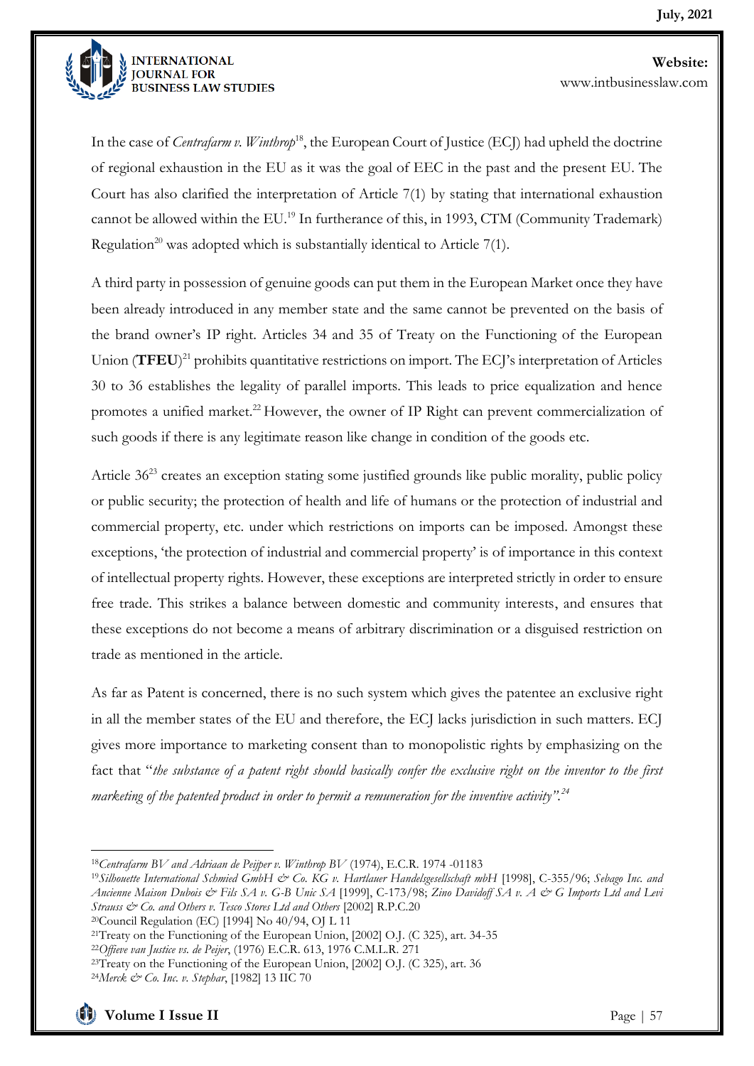In the case of *Centrafarm v. Winthrop*[18], the European Court of Justice (ECJ) had upheld the doctrine of regional exhaustion in the EU as it was the goal of EEC in the past and the present EU. The Court has also clarified the interpretation of Article 7(1) by stating that international exhaustion cannot be allowed within the EU.[19] In furtherance of this, in 1993, CTM (Community Trademark) Regulation[20] was adopted which is substantially identical to Article 7(1).

A third party in possession of genuine goods can put them in the European Market once they have been already introduced in any member state and the same cannot be prevented on the basis of the brand owner's IP right. Articles 34 and 35 of Treaty on the Functioning of the European Union (**TFEU**)[21] prohibits quantitative restrictions on import. The ECJ's interpretation of Articles 30 to 36 establishes the legality of parallel imports. This leads to price equalization and hence promotes a unified market.[22] However, the owner of IP Right can prevent commercialization of such goods if there is any legitimate reason like change in condition of the goods etc.

Article 36[23] creates an exception stating some justified grounds like public morality, public policy or public security; the protection of health and life of humans or the protection of industrial and commercial property, etc. under which restrictions on imports can be imposed. Amongst these exceptions, 'the protection of industrial and commercial property' is of importance in this context of intellectual property rights. However, these exceptions are interpreted strictly in order to ensure free trade. This strikes a balance between domestic and community interests, and ensures that these exceptions do not become a means of arbitrary discrimination or a disguised restriction on trade as mentioned in the article.

As far as Patent is concerned, there is no such system which gives the patentee an exclusive right in all the member states of the EU and therefore, the ECJ lacks jurisdiction in such matters. ECJ gives more importance to marketing consent than to monopolistic rights by emphasizing on the fact that "*the substance of a patent right should basically confer the exclusive right on the inventor to the first marketing of the patented product in order to permit a remuneration for the inventive activity*".[24]

---

[18] *Centrafarm BV and Adriaan de Peijper v. Winthrop BV* (1974), E.C.R. 1974 -01183

[19] *Silhouette International Schmied GmbH & Co. KG v. Hartlauer Handelsgesellschaft mbH* [1998], C-355/96; *Sebago Inc. and Ancienne Maison Dubois & Fils SA v. G-B Unic SA* [1999], C-173/98; *Zino Davidoff SA v. A & G Imports Ltd and Levi Strauss & Co. and Others v. Tesco Stores Ltd and Others* [2002] R.P.C.20

[20] Council Regulation (EC) [1994] No 40/94, OJ L 11

[21] Treaty on the Functioning of the European Union, [2002] O.J. (C 325), art. 34-35

[22] *Offieve van Justice vs. de Peijer*, (1976) E.C.R. 613, 1976 C.M.L.R. 271

[23] Treaty on the Functioning of the European Union, [2002] O.J. (C 325), art. 36

[24] *Merck & Co. Inc. v. Stephar*, [1982] 13 IIC 70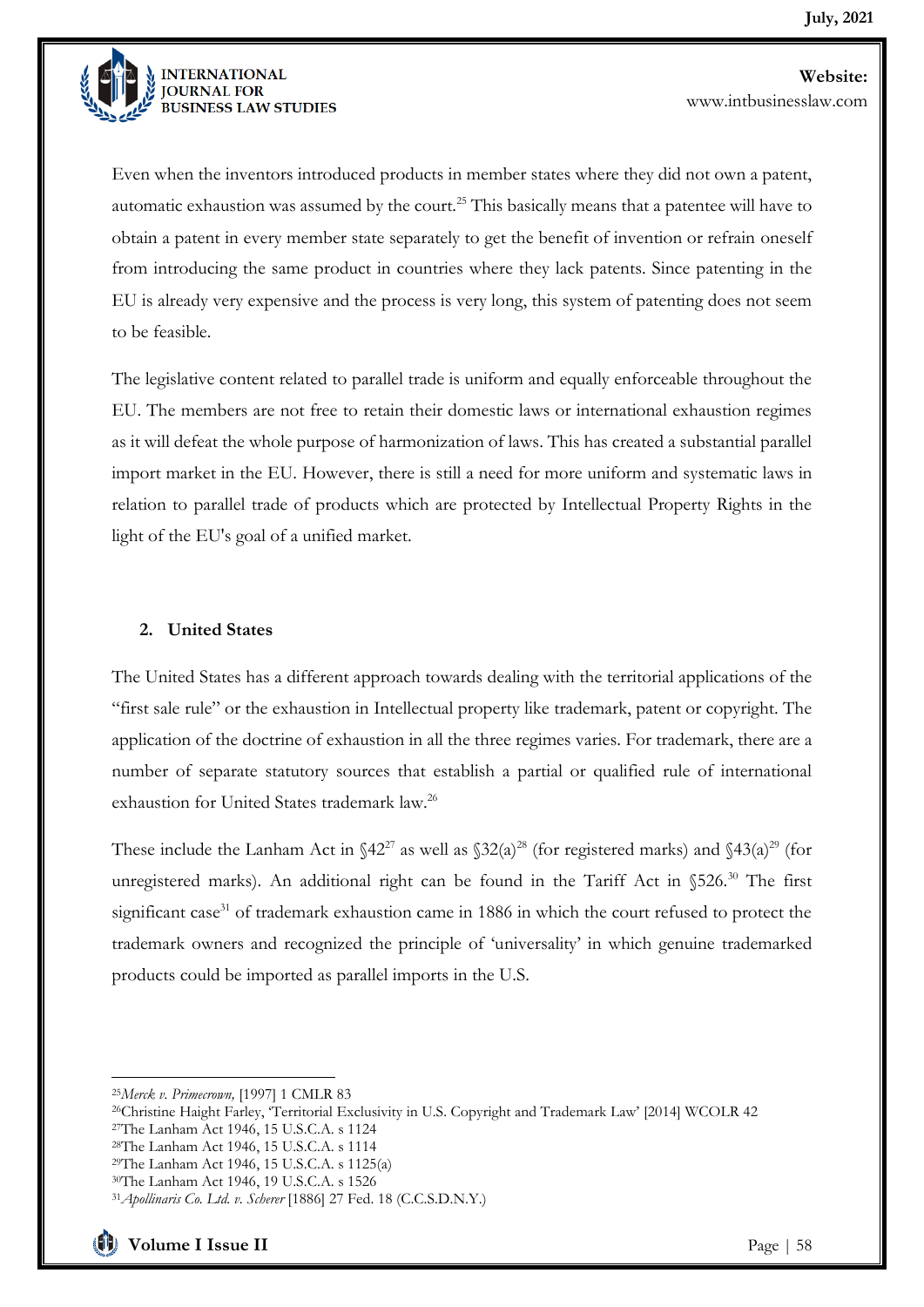Even when the inventors introduced products in member states where they did not own a patent, automatic exhaustion was assumed by the court.[25] This basically means that a patentee will have to obtain a patent in every member state separately to get the benefit of invention or refrain oneself from introducing the same product in countries where they lack patents. Since patenting in the EU is already very expensive and the process is very long, this system of patenting does not seem to be feasible.

The legislative content related to parallel trade is uniform and equally enforceable throughout the EU. The members are not free to retain their domestic laws or international exhaustion regimes as it will defeat the whole purpose of harmonization of laws. This has created a substantial parallel import market in the EU. However, there is still a need for more uniform and systematic laws in relation to parallel trade of products which are protected by Intellectual Property Rights in the light of the EU's goal of a unified market.

### 2. United States

The United States has a different approach towards dealing with the territorial applications of the "first sale rule" or the exhaustion in Intellectual property like trademark, patent or copyright. The application of the doctrine of exhaustion in all the three regimes varies. For trademark, there are a number of separate statutory sources that establish a partial or qualified rule of international exhaustion for United States trademark law.[26]

These include the Lanham Act in §42[27] as well as §32(a)[28] (for registered marks) and §43(a)[29] (for unregistered marks). An additional right can be found in the Tariff Act in §526.[30] The first significant case[31] of trademark exhaustion came in 1886 in which the court refused to protect the trademark owners and recognized the principle of 'universality' in which genuine trademarked products could be imported as parallel imports in the U.S.

---

[25] *Merck v. Primecrown,* [1997] 1 CMLR 83

[26] Christine Haight Farley, 'Territorial Exclusivity in U.S. Copyright and Trademark Law' [2014] WCOLR 42

[27] The Lanham Act 1946, 15 U.S.C.A. s 1124

[28] The Lanham Act 1946, 15 U.S.C.A. s 1114

[29] The Lanham Act 1946, 15 U.S.C.A. s 1125(a)

[30] The Lanham Act 1946, 19 U.S.C.A. s 1526

[31] *Apollinaris Co. Ltd. v. Scherer* [1886] 27 Fed. 18 (C.C.S.D.N.Y.)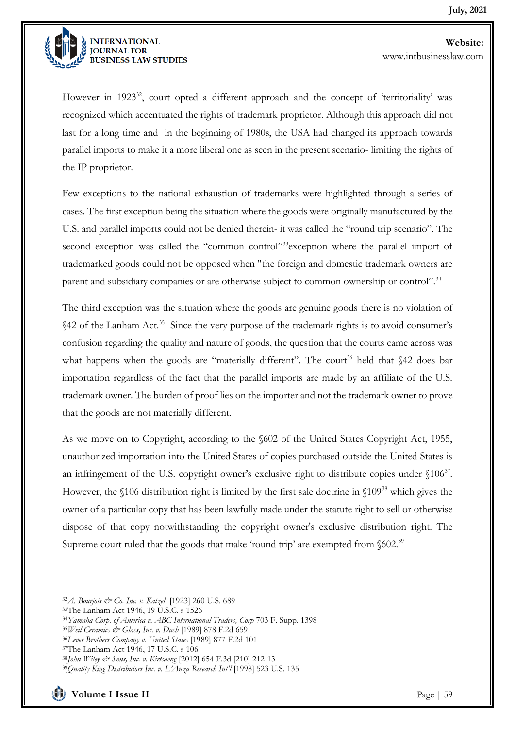However in 1923[32], court opted a different approach and the concept of 'territoriality' was recognized which accentuated the rights of trademark proprietor. Although this approach did not last for a long time and in the beginning of 1980s, the USA had changed its approach towards parallel imports to make it a more liberal one as seen in the present scenario- limiting the rights of the IP proprietor.

Few exceptions to the national exhaustion of trademarks were highlighted through a series of cases. The first exception being the situation where the goods were originally manufactured by the U.S. and parallel imports could not be denied therein- it was called the "round trip scenario". The second exception was called the "common control"[33]exception where the parallel import of trademarked goods could not be opposed when "the foreign and domestic trademark owners are parent and subsidiary companies or are otherwise subject to common ownership or control".[34]

The third exception was the situation where the goods are genuine goods there is no violation of §42 of the Lanham Act.[35] Since the very purpose of the trademark rights is to avoid consumer's confusion regarding the quality and nature of goods, the question that the courts came across was what happens when the goods are "materially different". The court[36] held that §42 does bar importation regardless of the fact that the parallel imports are made by an affiliate of the U.S. trademark owner. The burden of proof lies on the importer and not the trademark owner to prove that the goods are not materially different.

As we move on to Copyright, according to the §602 of the United States Copyright Act, 1955, unauthorized importation into the United States of copies purchased outside the United States is an infringement of the U.S. copyright owner's exclusive right to distribute copies under §106[37]. However, the §106 distribution right is limited by the first sale doctrine in §109[38] which gives the owner of a particular copy that has been lawfully made under the statute right to sell or otherwise dispose of that copy notwithstanding the copyright owner's exclusive distribution right. The Supreme court ruled that the goods that make 'round trip' are exempted from §602.[39]

---

[32] *A. Bourjois & Co. Inc. v. Katzel* [1923] 260 U.S. 689

[33] The Lanham Act 1946, 19 U.S.C. s 1526

[34] *Yamaha Corp. of America v. ABC International Traders, Corp* 703 F. Supp. 1398

[35] *Weil Ceramics & Glass, Inc. v. Dash* [1989] 878 F.2d 659

[36] *Lever Brothers Company v. United States* [1989] 877 F.2d 101

[37] The Lanham Act 1946, 17 U.S.C. s 106

[38] *John Wiley & Sons, Inc. v. Kirtsaeng* [2012] 654 F.3d [210] 212-13

[39] *Quality King Distributors Inc. v. L'Anza Research Int'l* [1998] 523 U.S. 135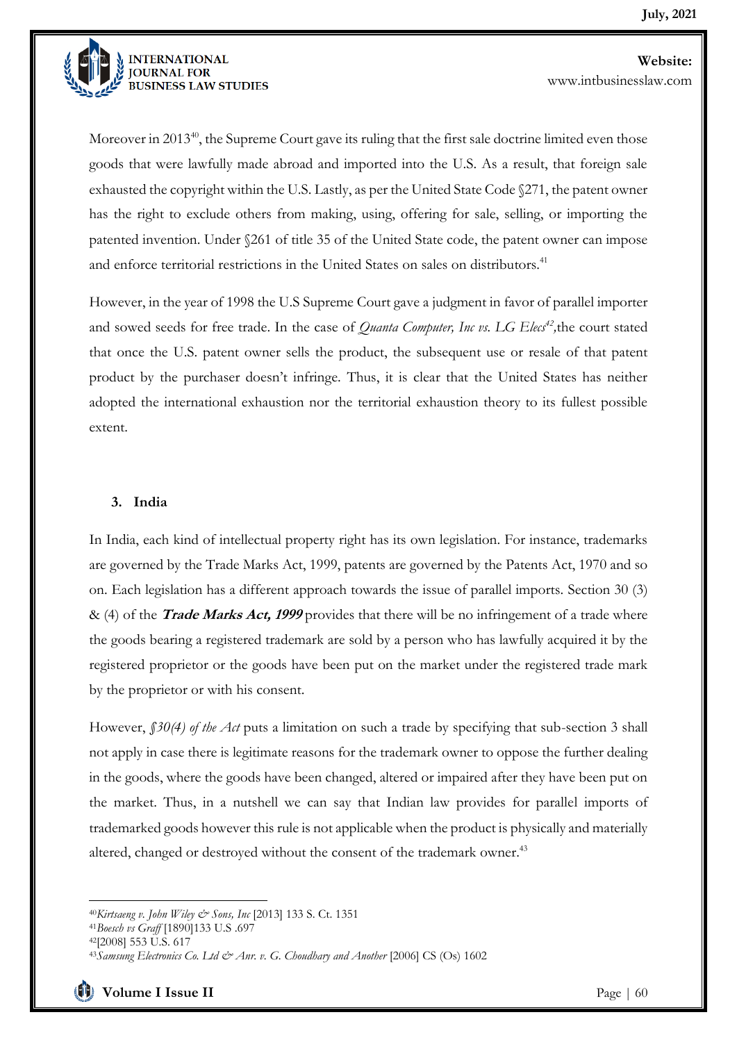Moreover in 2013[40], the Supreme Court gave its ruling that the first sale doctrine limited even those goods that were lawfully made abroad and imported into the U.S. As a result, that foreign sale exhausted the copyright within the U.S. Lastly, as per the United State Code §271, the patent owner has the right to exclude others from making, using, offering for sale, selling, or importing the patented invention. Under §261 of title 35 of the United State code, the patent owner can impose and enforce territorial restrictions in the United States on sales on distributors.[41]

However, in the year of 1998 the U.S Supreme Court gave a judgment in favor of parallel importer and sowed seeds for free trade. In the case of *Quanta Computer, Inc vs. LG Elecs*[42],the court stated that once the U.S. patent owner sells the product, the subsequent use or resale of that patent product by the purchaser doesn't infringe. Thus, it is clear that the United States has neither adopted the international exhaustion nor the territorial exhaustion theory to its fullest possible extent.

### 3. India

In India, each kind of intellectual property right has its own legislation. For instance, trademarks are governed by the Trade Marks Act, 1999, patents are governed by the Patents Act, 1970 and so on. Each legislation has a different approach towards the issue of parallel imports. Section 30 (3) & (4) of the ***Trade Marks Act, 1999*** provides that there will be no infringement of a trade where the goods bearing a registered trademark are sold by a person who has lawfully acquired it by the registered proprietor or the goods have been put on the market under the registered trade mark by the proprietor or with his consent.

However, *§30(4) of the Act* puts a limitation on such a trade by specifying that sub-section 3 shall not apply in case there is legitimate reasons for the trademark owner to oppose the further dealing in the goods, where the goods have been changed, altered or impaired after they have been put on the market. Thus, in a nutshell we can say that Indian law provides for parallel imports of trademarked goods however this rule is not applicable when the product is physically and materially altered, changed or destroyed without the consent of the trademark owner.[43]

---

[40] *Kirtsaeng v. John Wiley & Sons, Inc* [2013] 133 S. Ct. 1351
[41] *Boesch vs Graff* [1890]133 U.S .697
[42] [2008] 553 U.S. 617
[43] *Samsung Electronics Co. Ltd & Anr. v. G. Choudhary and Another* [2006] CS (Os) 1602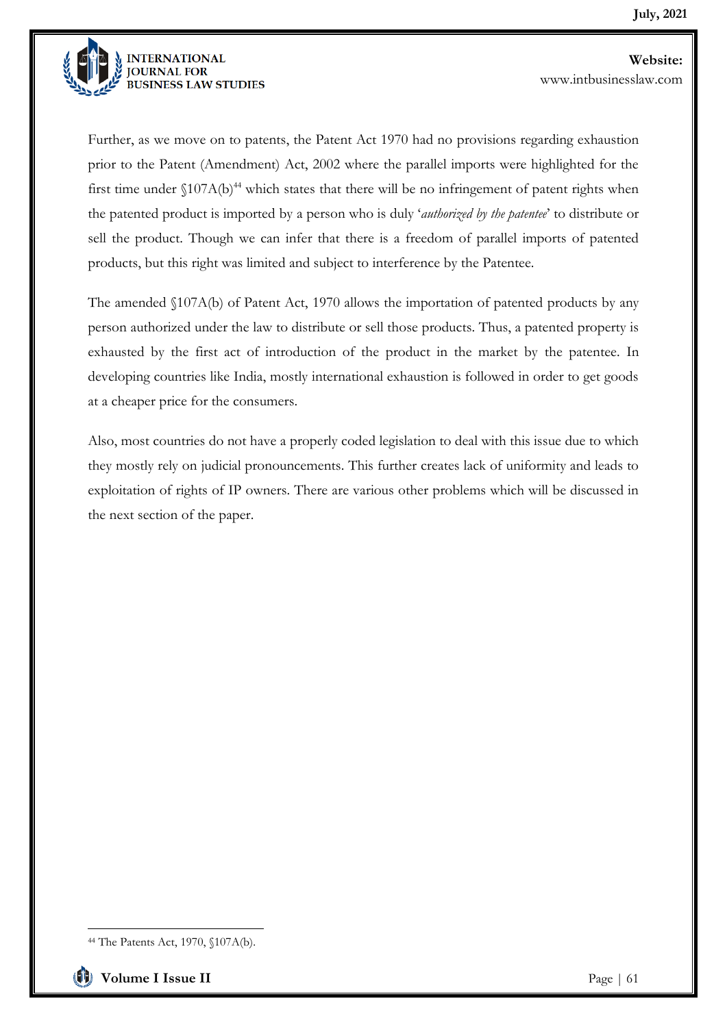Further, as we move on to patents, the Patent Act 1970 had no provisions regarding exhaustion prior to the Patent (Amendment) Act, 2002 where the parallel imports were highlighted for the first time under §107A(b)[44] which states that there will be no infringement of patent rights when the patented product is imported by a person who is duly '*authorized by the patentee*' to distribute or sell the product. Though we can infer that there is a freedom of parallel imports of patented products, but this right was limited and subject to interference by the Patentee.

The amended §107A(b) of Patent Act, 1970 allows the importation of patented products by any person authorized under the law to distribute or sell those products. Thus, a patented property is exhausted by the first act of introduction of the product in the market by the patentee. In developing countries like India, mostly international exhaustion is followed in order to get goods at a cheaper price for the consumers.

Also, most countries do not have a properly coded legislation to deal with this issue due to which they mostly rely on judicial pronouncements. This further creates lack of uniformity and leads to exploitation of rights of IP owners. There are various other problems which will be discussed in the next section of the paper.

---

[44] The Patents Act, 1970, §107A(b).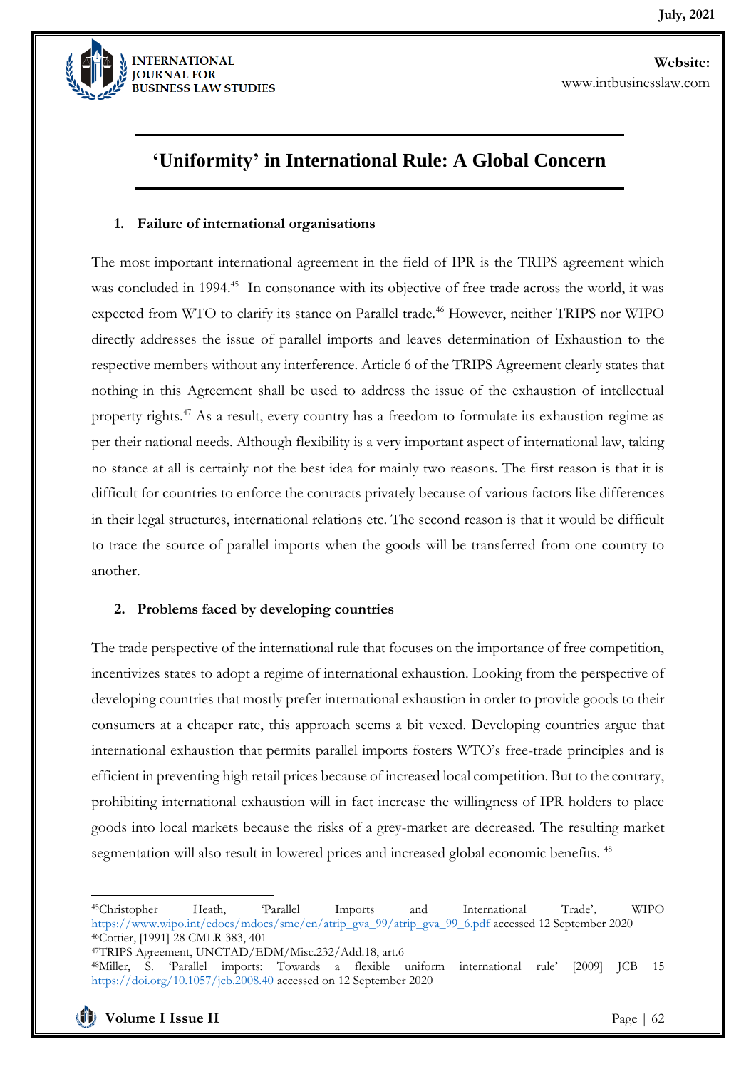## 'Uniformity' in International Rule: A Global Concern

### 1. Failure of international organisations

The most important international agreement in the field of IPR is the TRIPS agreement which was concluded in 1994.[45] In consonance with its objective of free trade across the world, it was expected from WTO to clarify its stance on Parallel trade.[46] However, neither TRIPS nor WIPO directly addresses the issue of parallel imports and leaves determination of Exhaustion to the respective members without any interference. Article 6 of the TRIPS Agreement clearly states that nothing in this Agreement shall be used to address the issue of the exhaustion of intellectual property rights.[47] As a result, every country has a freedom to formulate its exhaustion regime as per their national needs. Although flexibility is a very important aspect of international law, taking no stance at all is certainly not the best idea for mainly two reasons. The first reason is that it is difficult for countries to enforce the contracts privately because of various factors like differences in their legal structures, international relations etc. The second reason is that it would be difficult to trace the source of parallel imports when the goods will be transferred from one country to another.

### 2. Problems faced by developing countries

The trade perspective of the international rule that focuses on the importance of free competition, incentivizes states to adopt a regime of international exhaustion. Looking from the perspective of developing countries that mostly prefer international exhaustion in order to provide goods to their consumers at a cheaper rate, this approach seems a bit vexed. Developing countries argue that international exhaustion that permits parallel imports fosters WTO's free-trade principles and is efficient in preventing high retail prices because of increased local competition. But to the contrary, prohibiting international exhaustion will in fact increase the willingness of IPR holders to place goods into local markets because the risks of a grey-market are decreased. The resulting market segmentation will also result in lowered prices and increased global economic benefits.[48]

---

[45] Christopher Heath, 'Parallel Imports and International Trade', WIPO https://www.wipo.int/edocs/mdocs/sme/en/atrip_gva_99/atrip_gva_99_6.pdf accessed 12 September 2020

[46] Cottier, [1991] 28 CMLR 383, 401

[47] TRIPS Agreement, UNCTAD/EDM/Misc.232/Add.18, art.6

[48] Miller, S. 'Parallel imports: Towards a flexible uniform international rule' [2009] JCB 15 https://doi.org/10.1057/jcb.2008.40 accessed on 12 September 2020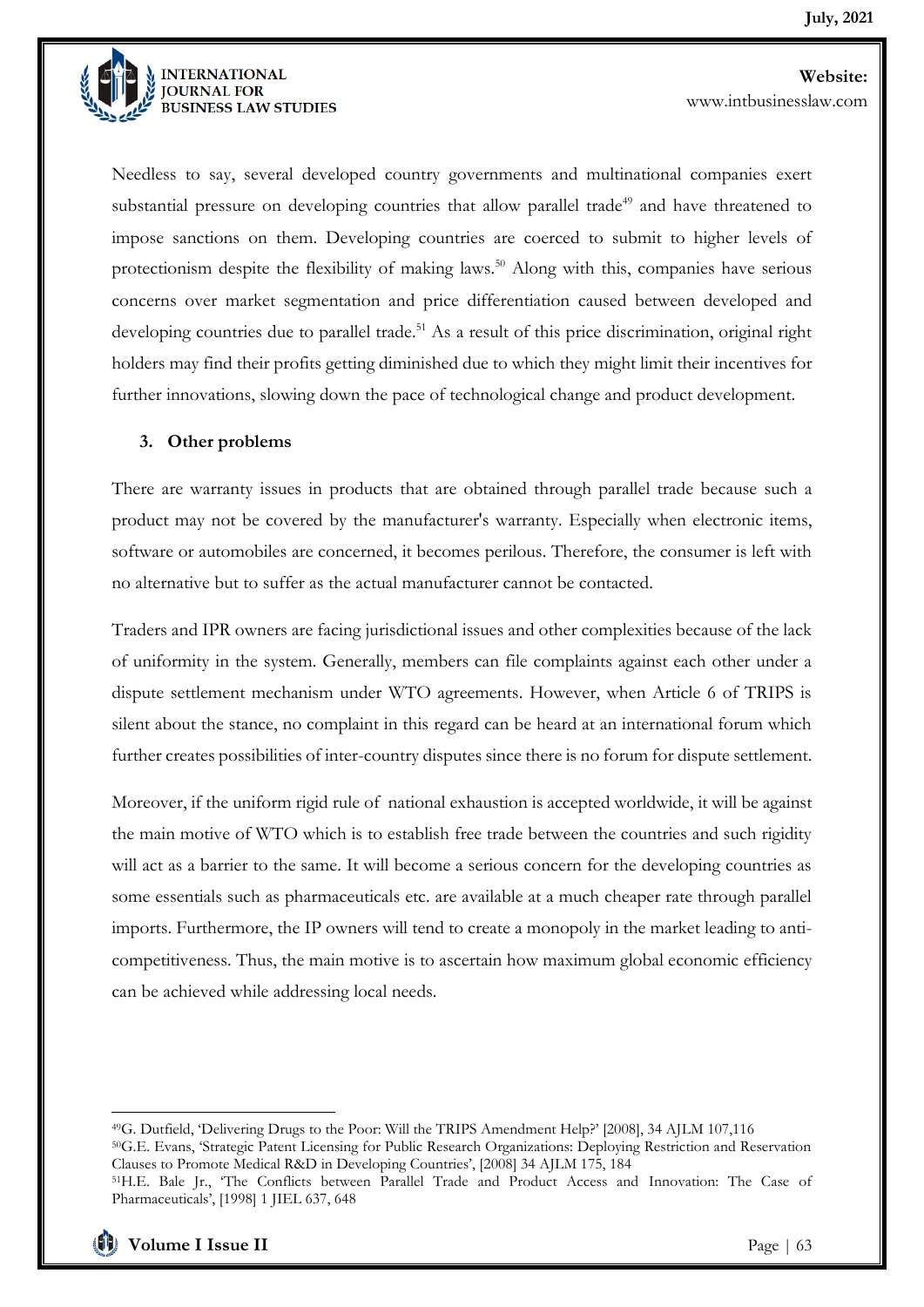Needless to say, several developed country governments and multinational companies exert substantial pressure on developing countries that allow parallel trade[49] and have threatened to impose sanctions on them. Developing countries are coerced to submit to higher levels of protectionism despite the flexibility of making laws.[50] Along with this, companies have serious concerns over market segmentation and price differentiation caused between developed and developing countries due to parallel trade.[51] As a result of this price discrimination, original right holders may find their profits getting diminished due to which they might limit their incentives for further innovations, slowing down the pace of technological change and product development.

**3. Other problems**

There are warranty issues in products that are obtained through parallel trade because such a product may not be covered by the manufacturer's warranty. Especially when electronic items, software or automobiles are concerned, it becomes perilous. Therefore, the consumer is left with no alternative but to suffer as the actual manufacturer cannot be contacted.

Traders and IPR owners are facing jurisdictional issues and other complexities because of the lack of uniformity in the system. Generally, members can file complaints against each other under a dispute settlement mechanism under WTO agreements. However, when Article 6 of TRIPS is silent about the stance, no complaint in this regard can be heard at an international forum which further creates possibilities of inter-country disputes since there is no forum for dispute settlement.

Moreover, if the uniform rigid rule of national exhaustion is accepted worldwide, it will be against the main motive of WTO which is to establish free trade between the countries and such rigidity will act as a barrier to the same. It will become a serious concern for the developing countries as some essentials such as pharmaceuticals etc. are available at a much cheaper rate through parallel imports. Furthermore, the IP owners will tend to create a monopoly in the market leading to anti-competitiveness. Thus, the main motive is to ascertain how maximum global economic efficiency can be achieved while addressing local needs.

---

[49] G. Dutfield, 'Delivering Drugs to the Poor: Will the TRIPS Amendment Help?' [2008], 34 AJLM 107,116

[50] G.E. Evans, 'Strategic Patent Licensing for Public Research Organizations: Deploying Restriction and Reservation Clauses to Promote Medical R&D in Developing Countries', [2008] 34 AJLM 175, 184

[51] H.E. Bale Jr., 'The Conflicts between Parallel Trade and Product Access and Innovation: The Case of Pharmaceuticals', [1998] 1 JIEL 637, 648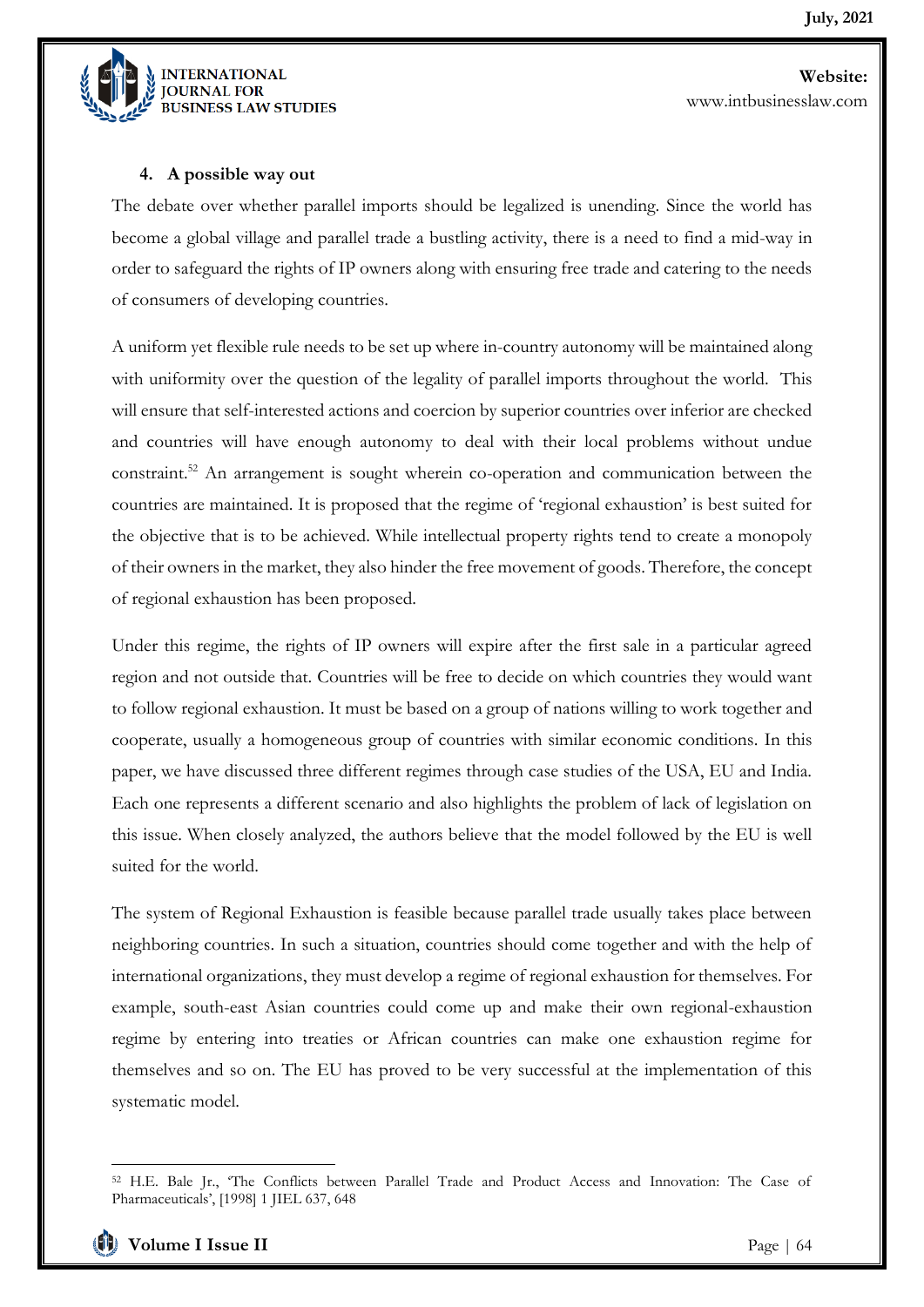### 4. A possible way out

The debate over whether parallel imports should be legalized is unending. Since the world has become a global village and parallel trade a bustling activity, there is a need to find a mid-way in order to safeguard the rights of IP owners along with ensuring free trade and catering to the needs of consumers of developing countries.

A uniform yet flexible rule needs to be set up where in-country autonomy will be maintained along with uniformity over the question of the legality of parallel imports throughout the world. This will ensure that self-interested actions and coercion by superior countries over inferior are checked and countries will have enough autonomy to deal with their local problems without undue constraint.[52] An arrangement is sought wherein co-operation and communication between the countries are maintained. It is proposed that the regime of 'regional exhaustion' is best suited for the objective that is to be achieved. While intellectual property rights tend to create a monopoly of their owners in the market, they also hinder the free movement of goods. Therefore, the concept of regional exhaustion has been proposed.

Under this regime, the rights of IP owners will expire after the first sale in a particular agreed region and not outside that. Countries will be free to decide on which countries they would want to follow regional exhaustion. It must be based on a group of nations willing to work together and cooperate, usually a homogeneous group of countries with similar economic conditions. In this paper, we have discussed three different regimes through case studies of the USA, EU and India. Each one represents a different scenario and also highlights the problem of lack of legislation on this issue. When closely analyzed, the authors believe that the model followed by the EU is well suited for the world.

The system of Regional Exhaustion is feasible because parallel trade usually takes place between neighboring countries. In such a situation, countries should come together and with the help of international organizations, they must develop a regime of regional exhaustion for themselves. For example, south-east Asian countries could come up and make their own regional-exhaustion regime by entering into treaties or African countries can make one exhaustion regime for themselves and so on. The EU has proved to be very successful at the implementation of this systematic model.

---

[52] H.E. Bale Jr., 'The Conflicts between Parallel Trade and Product Access and Innovation: The Case of Pharmaceuticals', [1998] 1 JIEL 637, 648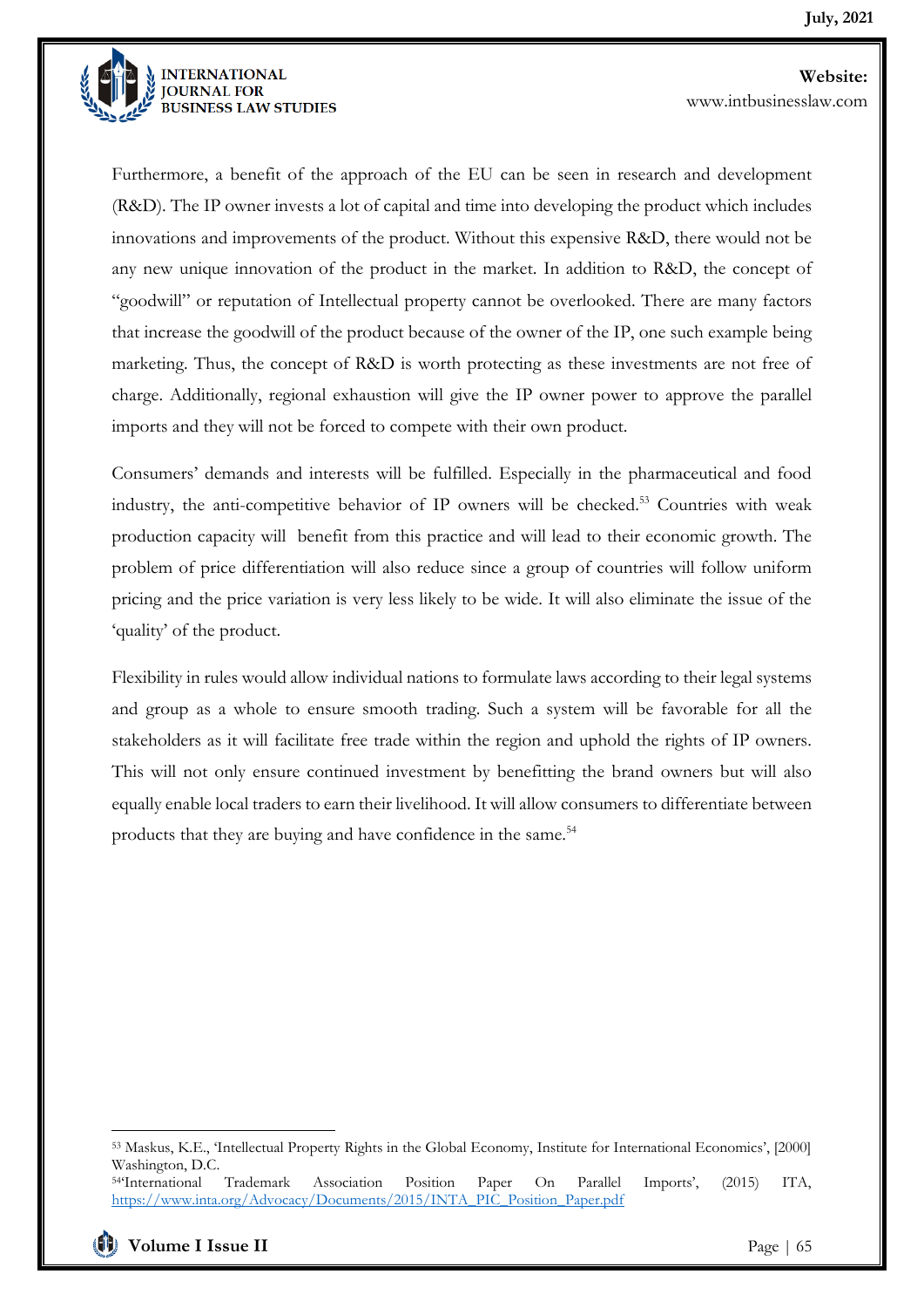Furthermore, a benefit of the approach of the EU can be seen in research and development (R&D). The IP owner invests a lot of capital and time into developing the product which includes innovations and improvements of the product. Without this expensive R&D, there would not be any new unique innovation of the product in the market. In addition to R&D, the concept of "goodwill" or reputation of Intellectual property cannot be overlooked. There are many factors that increase the goodwill of the product because of the owner of the IP, one such example being marketing. Thus, the concept of R&D is worth protecting as these investments are not free of charge. Additionally, regional exhaustion will give the IP owner power to approve the parallel imports and they will not be forced to compete with their own product.

Consumers' demands and interests will be fulfilled. Especially in the pharmaceutical and food industry, the anti-competitive behavior of IP owners will be checked.[53] Countries with weak production capacity will benefit from this practice and will lead to their economic growth. The problem of price differentiation will also reduce since a group of countries will follow uniform pricing and the price variation is very less likely to be wide. It will also eliminate the issue of the 'quality' of the product.

Flexibility in rules would allow individual nations to formulate laws according to their legal systems and group as a whole to ensure smooth trading. Such a system will be favorable for all the stakeholders as it will facilitate free trade within the region and uphold the rights of IP owners. This will not only ensure continued investment by benefitting the brand owners but will also equally enable local traders to earn their livelihood. It will allow consumers to differentiate between products that they are buying and have confidence in the same.[54]

---

[53] Maskus, K.E., 'Intellectual Property Rights in the Global Economy, Institute for International Economics', [2000] Washington, D.C.

[54] 'International Trademark Association Position Paper On Parallel Imports', (2015) ITA, https://www.inta.org/Advocacy/Documents/2015/INTA_PIC_Position_Paper.pdf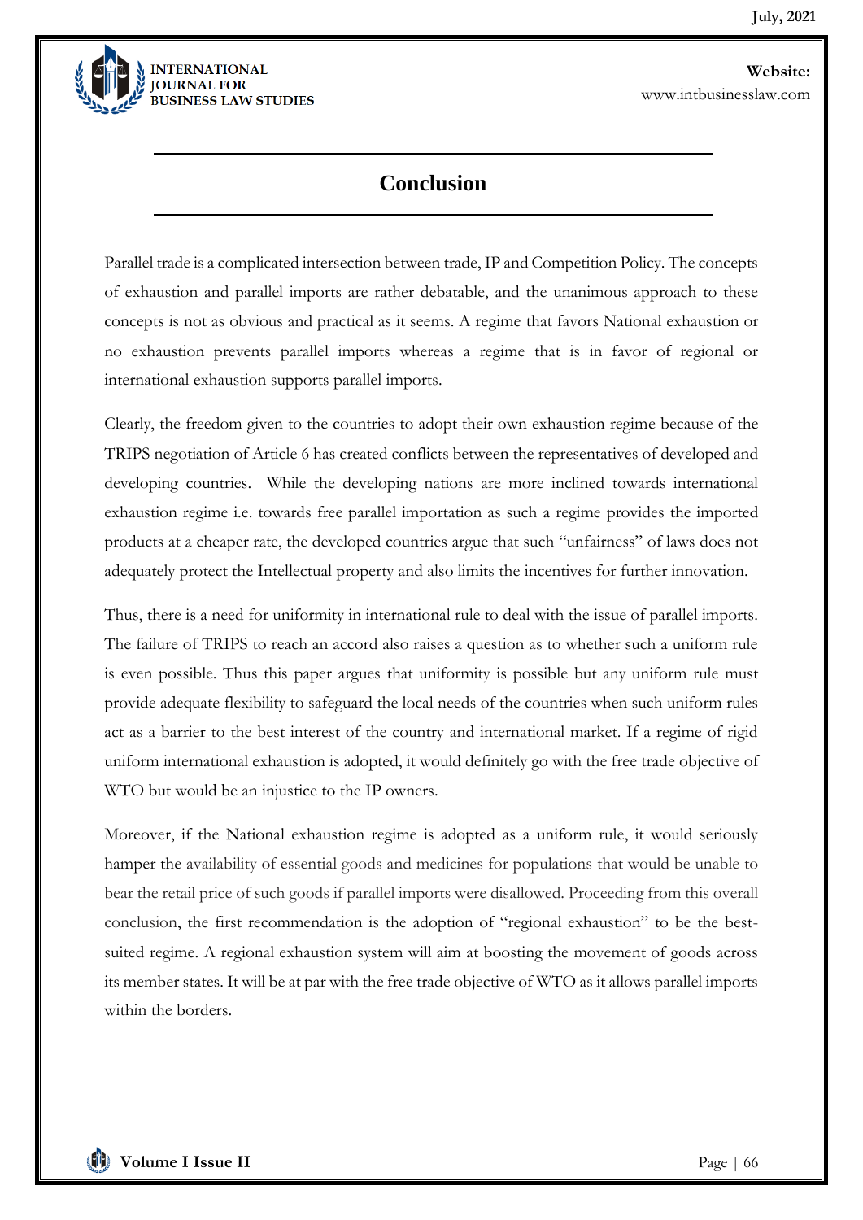# Conclusion

Parallel trade is a complicated intersection between trade, IP and Competition Policy. The concepts of exhaustion and parallel imports are rather debatable, and the unanimous approach to these concepts is not as obvious and practical as it seems. A regime that favors National exhaustion or no exhaustion prevents parallel imports whereas a regime that is in favor of regional or international exhaustion supports parallel imports.

Clearly, the freedom given to the countries to adopt their own exhaustion regime because of the TRIPS negotiation of Article 6 has created conflicts between the representatives of developed and developing countries. While the developing nations are more inclined towards international exhaustion regime i.e. towards free parallel importation as such a regime provides the imported products at a cheaper rate, the developed countries argue that such "unfairness" of laws does not adequately protect the Intellectual property and also limits the incentives for further innovation.

Thus, there is a need for uniformity in international rule to deal with the issue of parallel imports. The failure of TRIPS to reach an accord also raises a question as to whether such a uniform rule is even possible. Thus this paper argues that uniformity is possible but any uniform rule must provide adequate flexibility to safeguard the local needs of the countries when such uniform rules act as a barrier to the best interest of the country and international market. If a regime of rigid uniform international exhaustion is adopted, it would definitely go with the free trade objective of WTO but would be an injustice to the IP owners.

Moreover, if the National exhaustion regime is adopted as a uniform rule, it would seriously hamper the availability of essential goods and medicines for populations that would be unable to bear the retail price of such goods if parallel imports were disallowed. Proceeding from this overall conclusion, the first recommendation is the adoption of "regional exhaustion" to be the best-suited regime. A regional exhaustion system will aim at boosting the movement of goods across its member states. It will be at par with the free trade objective of WTO as it allows parallel imports within the borders.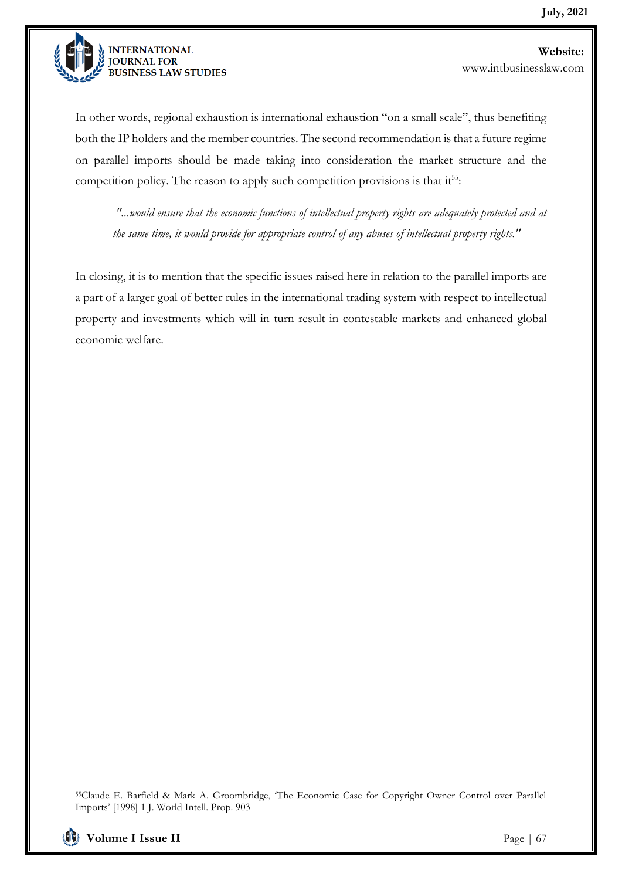In other words, regional exhaustion is international exhaustion "on a small scale", thus benefiting both the IP holders and the member countries. The second recommendation is that a future regime on parallel imports should be made taking into consideration the market structure and the competition policy. The reason to apply such competition provisions is that it[55]:

> *"...would ensure that the economic functions of intellectual property rights are adequately protected and at the same time, it would provide for appropriate control of any abuses of intellectual property rights."*

In closing, it is to mention that the specific issues raised here in relation to the parallel imports are a part of a larger goal of better rules in the international trading system with respect to intellectual property and investments which will in turn result in contestable markets and enhanced global economic welfare.

---

[55] Claude E. Barfield & Mark A. Groombridge, 'The Economic Case for Copyright Owner Control over Parallel Imports' [1998] 1 J. World Intell. Prop. 903